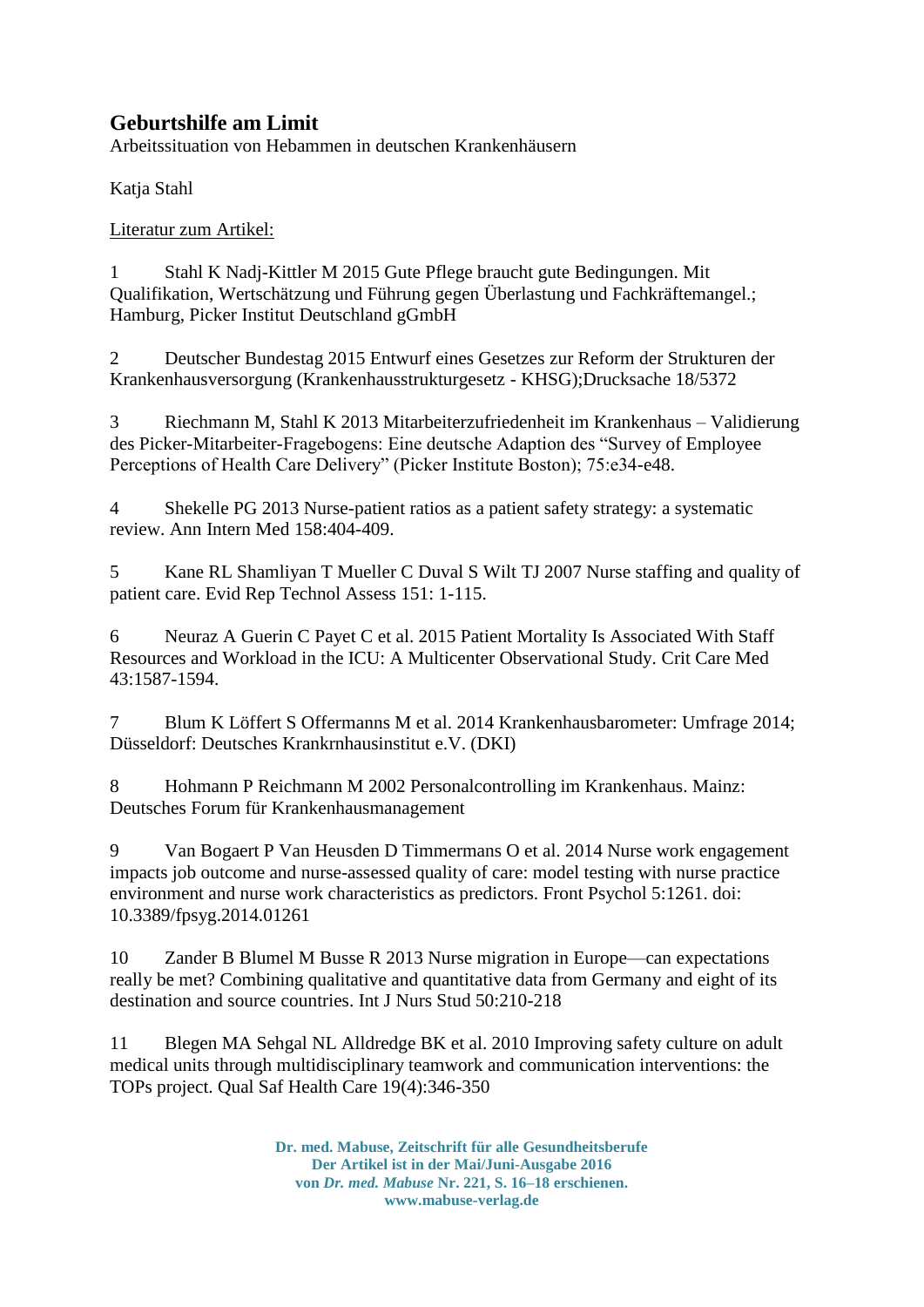# Geburtshilfe am Limit

Arbeitssituation von Hebammen in deutschen Krankenhäusern

Katja Stahl

Literatur zum Artikel:

1 Stahl K Nadj-Kittler M 2015 Gute Pflege braucht gute Bedingungen. Mit Qualifikation, Wertschätzung und Führung gegen Überlastung und Fachkräftemangel.; Hamburg, Picker Institut Deutschland gGmbH

2 Deutscher Bundestag 2015 Entwurf eines Gesetzes zur Reform der Strukturen der Krankenhausversorgung (Krankenhausstrukturgesetz - KHSG);Drucksache 18/5372

3 Riechmann M, Stahl K 2013 Mitarbeiterzufriedenheit im Krankenhaus – Validierung des Picker-Mitarbeiter-Fragebogens: Eine deutsche Adaption des "Survey of Employee Perceptions of Health Care Delivery" (Picker Institute Boston); 75:e34-e48.

4 Shekelle PG 2013 Nurse-patient ratios as a patient safety strategy: a systematic review. Ann Intern Med 158:404-409.

5 Kane RL Shamliyan T Mueller C Duval S Wilt TJ 2007 Nurse staffing and quality of patient care. Evid Rep Technol Assess 151: 1-115.

6 Neuraz A Guerin C Payet C et al. 2015 Patient Mortality Is Associated With Staff Resources and Workload in the ICU: A Multicenter Observational Study. Crit Care Med 43:1587-1594.

7 Blum K Löffert S Offermanns M et al. 2014 Krankenhausbarometer: Umfrage 2014; Düsseldorf: Deutsches Krankrnhausinstitut e.V. (DKI)

8 Hohmann P Reichmann M 2002 Personalcontrolling im Krankenhaus. Mainz: Deutsches Forum für Krankenhausmanagement

9 Van Bogaert P Van Heusden D Timmermans O et al. 2014 Nurse work engagement impacts job outcome and nurse-assessed quality of care: model testing with nurse practice environment and nurse work characteristics as predictors. Front Psychol 5:1261. doi: 10.3389/fpsyg.2014.01261

10 Zander B Blumel M Busse R 2013 Nurse migration in Europe—can expectations really be met? Combining qualitative and quantitative data from Germany and eight of its destination and source countries. Int J Nurs Stud 50:210-218

11 Blegen MA Sehgal NL Alldredge BK et al. 2010 Improving safety culture on adult medical units through multidisciplinary teamwork and communication interventions: the TOPs project. Qual Saf Health Care 19(4):346-350

**Dr. med. Mabuse, Zeitschrift für alle Gesundheitsberufe**
**Der Artikel ist in der Mai/Juni-Ausgabe 2016**
**von *Dr. med. Mabuse* Nr. 221, S. 16–18 erschienen.**
**www.mabuse-verlag.de**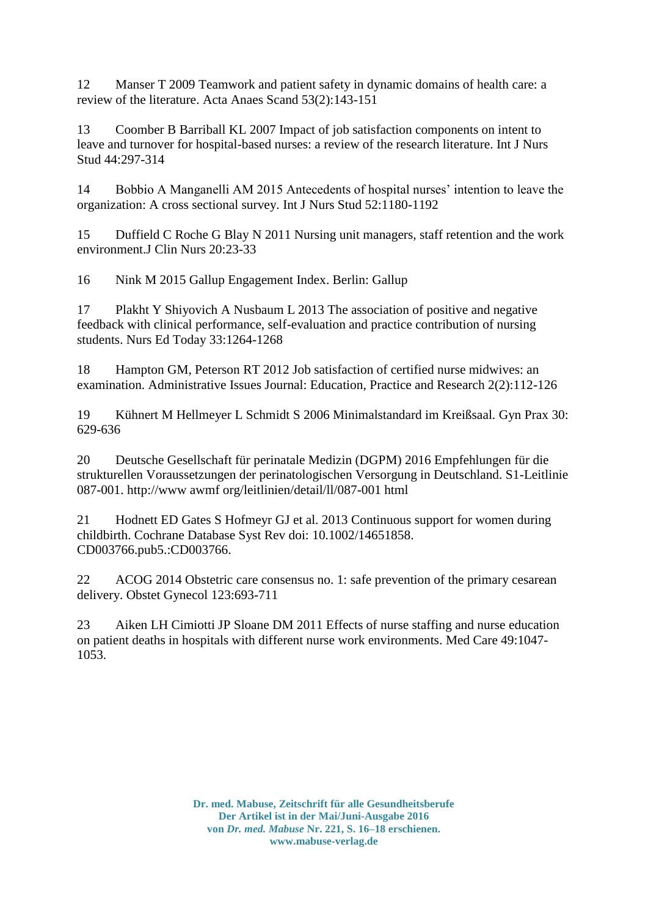12 Manser T 2009 Teamwork and patient safety in dynamic domains of health care: a review of the literature. Acta Anaes Scand 53(2):143-151

13 Coomber B Barriball KL 2007 Impact of job satisfaction components on intent to leave and turnover for hospital-based nurses: a review of the research literature. Int J Nurs Stud 44:297-314

14 Bobbio A Manganelli AM 2015 Antecedents of hospital nurses' intention to leave the organization: A cross sectional survey. Int J Nurs Stud 52:1180-1192

15 Duffield C Roche G Blay N 2011 Nursing unit managers, staff retention and the work environment.J Clin Nurs 20:23-33

16 Nink M 2015 Gallup Engagement Index. Berlin: Gallup

17 Plakht Y Shiyovich A Nusbaum L 2013 The association of positive and negative feedback with clinical performance, self-evaluation and practice contribution of nursing students. Nurs Ed Today 33:1264-1268

18 Hampton GM, Peterson RT 2012 Job satisfaction of certified nurse midwives: an examination. Administrative Issues Journal: Education, Practice and Research 2(2):112-126

19 Kühnert M Hellmeyer L Schmidt S 2006 Minimalstandard im Kreißsaal. Gyn Prax 30: 629-636

20 Deutsche Gesellschaft für perinatale Medizin (DGPM) 2016 Empfehlungen für die strukturellen Voraussetzungen der perinatologischen Versorgung in Deutschland. S1-Leitlinie 087-001. http://www awmf org/leitlinien/detail/ll/087-001 html

21 Hodnett ED Gates S Hofmeyr GJ et al. 2013 Continuous support for women during childbirth. Cochrane Database Syst Rev doi: 10.1002/14651858. CD003766.pub5.:CD003766.

22 ACOG 2014 Obstetric care consensus no. 1: safe prevention of the primary cesarean delivery. Obstet Gynecol 123:693-711

23 Aiken LH Cimiotti JP Sloane DM 2011 Effects of nurse staffing and nurse education on patient deaths in hospitals with different nurse work environments. Med Care 49:1047-1053.

**Dr. med. Mabuse, Zeitschrift für alle Gesundheitsberufe**
**Der Artikel ist in der Mai/Juni-Ausgabe 2016**
**von *Dr. med. Mabuse* Nr. 221, S. 16–18 erschienen.**
**www.mabuse-verlag.de**